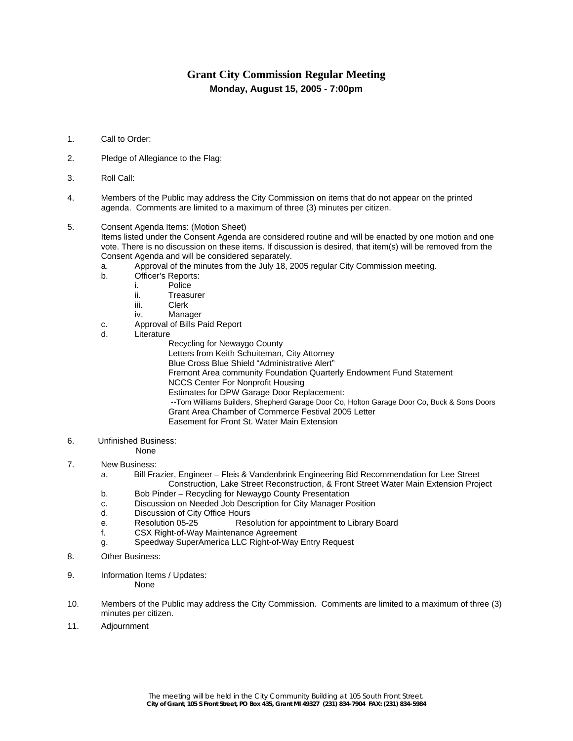# Grant City Commission Regular Meeting

**Monday, August 15, 2005 - 7:00pm**

1. Call to Order:

2. Pledge of Allegiance to the Flag:

3. Roll Call:

4. Members of the Public may address the City Commission on items that do not appear on the printed agenda. Comments are limited to a maximum of three (3) minutes per citizen.

5. Consent Agenda Items: (Motion Sheet)
   Items listed under the Consent Agenda are considered routine and will be enacted by one motion and one vote. There is no discussion on these items. If discussion is desired, that item(s) will be removed from the Consent Agenda and will be considered separately.
   a. Approval of the minutes from the July 18, 2005 regular City Commission meeting.
   b. Officer's Reports:
      i. Police
      ii. Treasurer
      iii. Clerk
      iv. Manager
   c. Approval of Bills Paid Report
   d. Literature
      - Recycling for Newaygo County
      - Letters from Keith Schuiteman, City Attorney
      - Blue Cross Blue Shield "Administrative Alert"
      - Fremont Area community Foundation Quarterly Endowment Fund Statement
      - NCCS Center For Nonprofit Housing
      - Estimates for DPW Garage Door Replacement:
        --Tom Williams Builders, Shepherd Garage Door Co, Holton Garage Door Co, Buck & Sons Doors
      - Grant Area Chamber of Commerce Festival 2005 Letter
      - Easement for Front St. Water Main Extension

6. Unfinished Business:
   None

7. New Business:
   a. Bill Frazier, Engineer – Fleis & Vandenbrink Engineering Bid Recommendation for Lee Street Construction, Lake Street Reconstruction, & Front Street Water Main Extension Project
   b. Bob Pinder – Recycling for Newaygo County Presentation
   c. Discussion on Needed Job Description for City Manager Position
   d. Discussion of City Office Hours
   e. Resolution 05-25 Resolution for appointment to Library Board
   f. CSX Right-of-Way Maintenance Agreement
   g. Speedway SuperAmerica LLC Right-of-Way Entry Request

8. Other Business:

9. Information Items / Updates:
   None

10. Members of the Public may address the City Commission. Comments are limited to a maximum of three (3) minutes per citizen.

11. Adjournment

*The meeting will be held in the City Community Building at 105 South Front Street.*

**City of Grant, 105 S Front Street, PO Box 435, Grant MI 49327 (231) 834-7904 FAX: (231) 834-5984**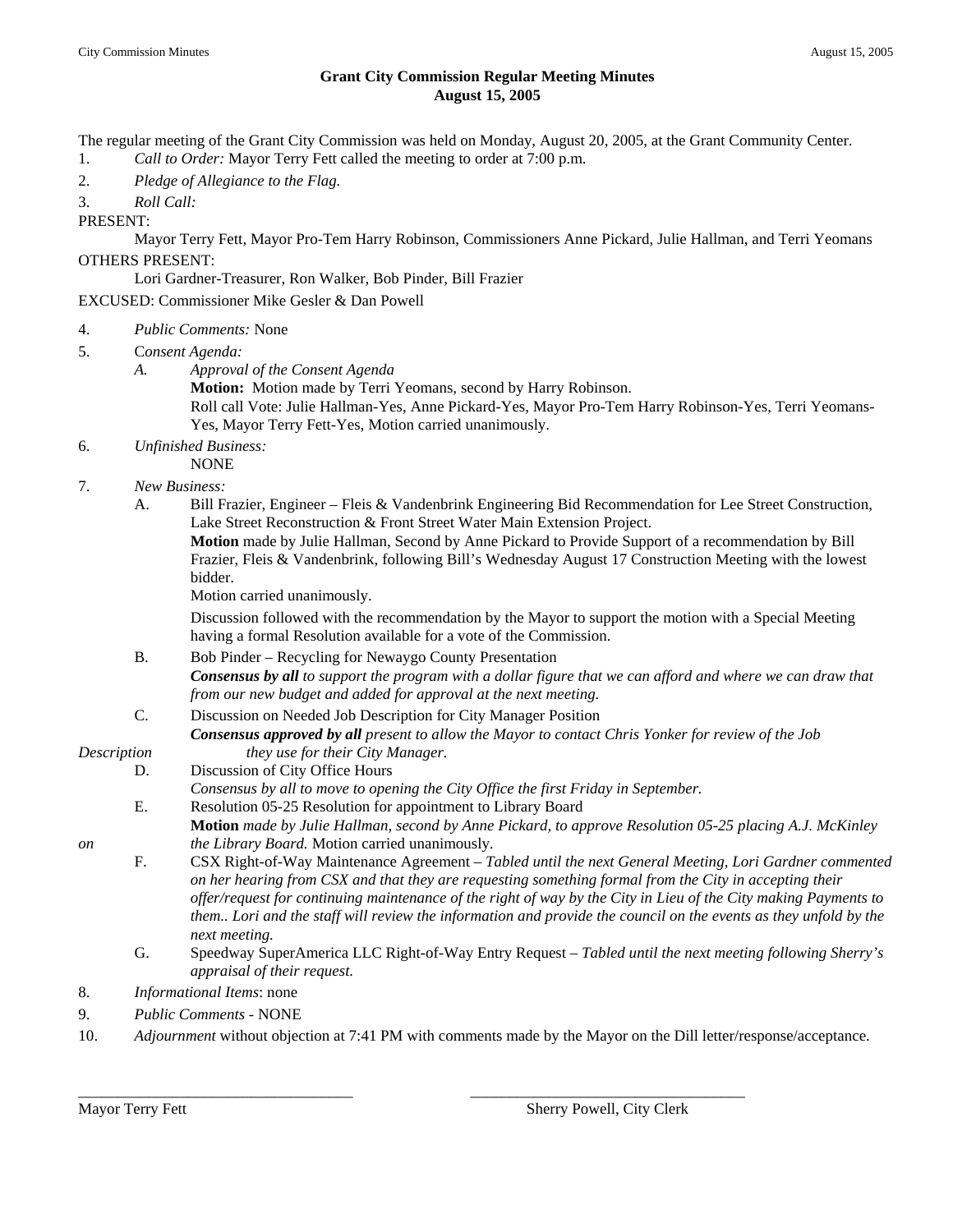## Grant City Commission Regular Meeting Minutes
## August 15, 2005

The regular meeting of the Grant City Commission was held on Monday, August 20, 2005, at the Grant Community Center.

1. *Call to Order:* Mayor Terry Fett called the meeting to order at 7:00 p.m.
2. *Pledge of Allegiance to the Flag.*
3. *Roll Call:*

PRESENT:

Mayor Terry Fett, Mayor Pro-Tem Harry Robinson, Commissioners Anne Pickard, Julie Hallman, and Terri Yeomans

OTHERS PRESENT:

Lori Gardner-Treasurer, Ron Walker, Bob Pinder, Bill Frazier

EXCUSED: Commissioner Mike Gesler & Dan Powell

4. *Public Comments:* None
5. C*onsent Agenda:*
   - *A. Approval of the Consent Agenda*

     **Motion:** Motion made by Terri Yeomans, second by Harry Robinson.

     Roll call Vote: Julie Hallman-Yes, Anne Pickard-Yes, Mayor Pro-Tem Harry Robinson-Yes, Terri Yeomans-Yes, Mayor Terry Fett-Yes, Motion carried unanimously.
6. *Unfinished Business:*

   NONE
7. *New Business:*
   - A. Bill Frazier, Engineer – Fleis & Vandenbrink Engineering Bid Recommendation for Lee Street Construction, Lake Street Reconstruction & Front Street Water Main Extension Project.

     **Motion** made by Julie Hallman, Second by Anne Pickard to Provide Support of a recommendation by Bill Frazier, Fleis & Vandenbrink, following Bill's Wednesday August 17 Construction Meeting with the lowest bidder.

     Motion carried unanimously.

     Discussion followed with the recommendation by the Mayor to support the motion with a Special Meeting having a formal Resolution available for a vote of the Commission.
   - B. Bob Pinder – Recycling for Newaygo County Presentation

     ***Consensus by all*** *to support the program with a dollar figure that we can afford and where we can draw that from our new budget and added for approval at the next meeting.*
   - C. Discussion on Needed Job Description for City Manager Position

     ***Consensus approved by all*** *present to allow the Mayor to contact Chris Yonker for review of the Job Description they use for their City Manager.*
   - D. Discussion of City Office Hours

     *Consensus by all to move to opening the City Office the first Friday in September.*
   - E. Resolution 05-25 Resolution for appointment to Library Board

     **Motion** *made by Julie Hallman, second by Anne Pickard, to approve Resolution 05-25 placing A.J. McKinley on the Library Board.* Motion carried unanimously.
   - F. CSX Right-of-Way Maintenance Agreement – *Tabled until the next General Meeting, Lori Gardner commented on her hearing from CSX and that they are requesting something formal from the City in accepting their offer/request for continuing maintenance of the right of way by the City in Lieu of the City making Payments to them.. Lori and the staff will review the information and provide the council on the events as they unfold by the next meeting.*
   - G. Speedway SuperAmerica LLC Right-of-Way Entry Request – *Tabled until the next meeting following Sherry's appraisal of their request.*
8. *Informational Items*: none
9. *Public Comments* - NONE
10. *Adjournment* without objection at 7:41 PM with comments made by the Mayor on the Dill letter/response/acceptance.

\_\_\_\_\_\_\_\_\_\_\_\_\_\_\_\_\_\_\_\_\_\_\_\_\_\_\_\_\_\_\_\_\_\_\_ \_\_\_\_\_\_\_\_\_\_\_\_\_\_\_\_\_\_\_\_\_\_\_\_\_\_\_\_\_\_\_\_\_\_\_

Mayor Terry Fett Sherry Powell, City Clerk